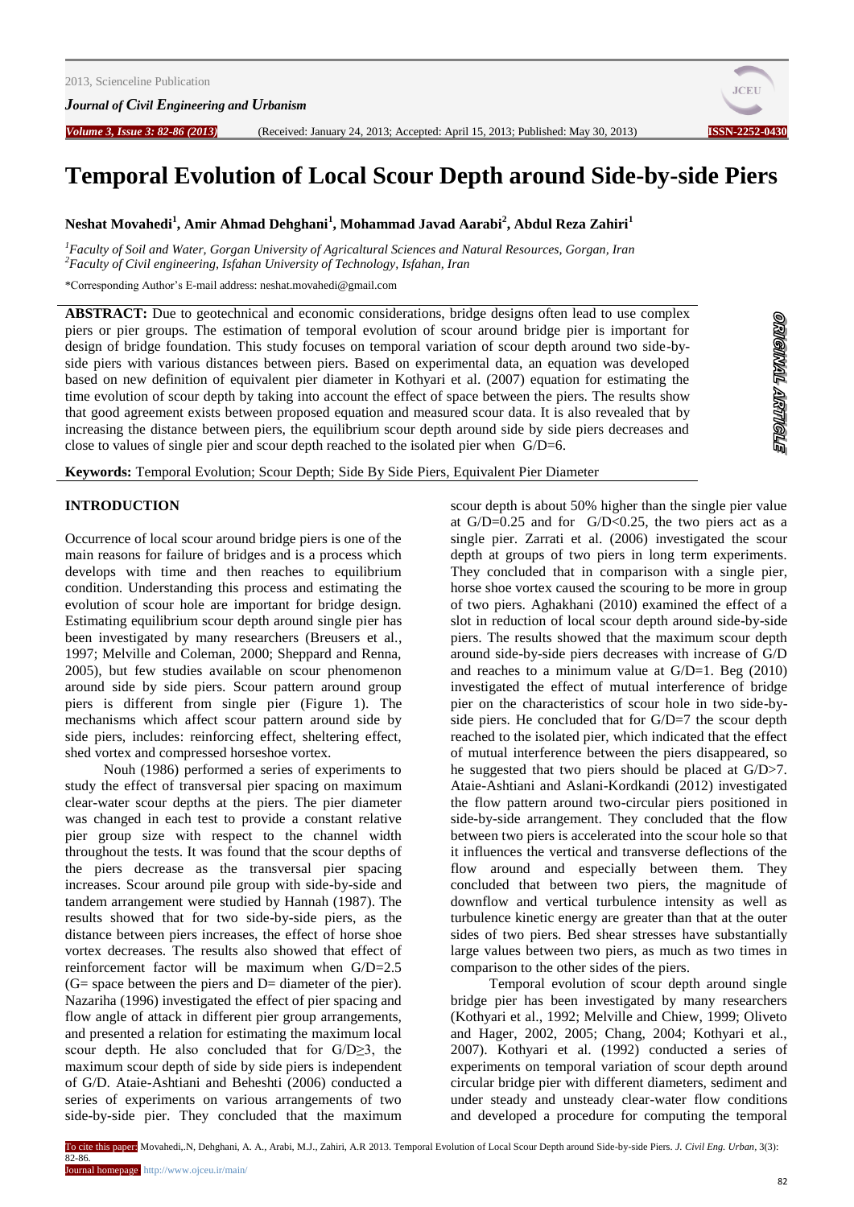# Temporal Evolution of Local Scour Depth around Side-by-side Piers

**Neshat Movahedi[1], Amir Ahmad Dehghani[1], Mohammad Javad Aarabi[2], Abdul Reza Zahiri[1]**

[1]*Faculty of Soil and Water, Gorgan University of Agricaltural Sciences and Natural Resources, Gorgan, Iran*
[2]*Faculty of Civil engineering, Isfahan University of Technology, Isfahan, Iran*

\*Corresponding Author's E-mail address: neshat.movahedi@gmail.com

**ABSTRACT:** Due to geotechnical and economic considerations, bridge designs often lead to use complex piers or pier groups. The estimation of temporal evolution of scour around bridge pier is important for design of bridge foundation. This study focuses on temporal variation of scour depth around two side-by-side piers with various distances between piers. Based on experimental data, an equation was developed based on new definition of equivalent pier diameter in Kothyari et al. (2007) equation for estimating the time evolution of scour depth by taking into account the effect of space between the piers. The results show that good agreement exists between proposed equation and measured scour data. It is also revealed that by increasing the distance between piers, the equilibrium scour depth around side by side piers decreases and close to values of single pier and scour depth reached to the isolated pier when G/D=6.

**Keywords:** Temporal Evolution; Scour Depth; Side By Side Piers, Equivalent Pier Diameter

## INTRODUCTION

Occurrence of local scour around bridge piers is one of the main reasons for failure of bridges and is a process which develops with time and then reaches to equilibrium condition. Understanding this process and estimating the evolution of scour hole are important for bridge design. Estimating equilibrium scour depth around single pier has been investigated by many researchers (Breusers et al., 1997; Melville and Coleman, 2000; Sheppard and Renna, 2005), but few studies available on scour phenomenon around side by side piers. Scour pattern around group piers is different from single pier (Figure 1). The mechanisms which affect scour pattern around side by side piers, includes: reinforcing effect, sheltering effect, shed vortex and compressed horseshoe vortex.

Nouh (1986) performed a series of experiments to study the effect of transversal pier spacing on maximum clear-water scour depths at the piers. The pier diameter was changed in each test to provide a constant relative pier group size with respect to the channel width throughout the tests. It was found that the scour depths of the piers decrease as the transversal pier spacing increases. Scour around pile group with side-by-side and tandem arrangement were studied by Hannah (1987). The results showed that for two side-by-side piers, as the distance between piers increases, the effect of horse shoe vortex decreases. The results also showed that effect of reinforcement factor will be maximum when G/D=2.5 (G= space between the piers and D= diameter of the pier). Nazariha (1996) investigated the effect of pier spacing and flow angle of attack in different pier group arrangements, and presented a relation for estimating the maximum local scour depth. He also concluded that for G/D≥3, the maximum scour depth of side by side piers is independent of G/D. Ataie-Ashtiani and Beheshti (2006) conducted a series of experiments on various arrangements of two side-by-side pier. They concluded that the maximum scour depth is about 50% higher than the single pier value at G/D=0.25 and for G/D<0.25, the two piers act as a single pier. Zarrati et al. (2006) investigated the scour depth at groups of two piers in long term experiments. They concluded that in comparison with a single pier, horse shoe vortex caused the scouring to be more in group of two piers. Aghakhani (2010) examined the effect of a slot in reduction of local scour depth around side-by-side piers. The results showed that the maximum scour depth around side-by-side piers decreases with increase of G/D and reaches to a minimum value at G/D=1. Beg (2010) investigated the effect of mutual interference of bridge pier on the characteristics of scour hole in two side-by-side piers. He concluded that for G/D=7 the scour depth reached to the isolated pier, which indicated that the effect of mutual interference between the piers disappeared, so he suggested that two piers should be placed at G/D>7. Ataie-Ashtiani and Aslani-Kordkandi (2012) investigated the flow pattern around two-circular piers positioned in side-by-side arrangement. They concluded that the flow between two piers is accelerated into the scour hole so that it influences the vertical and transverse deflections of the flow around and especially between them. They concluded that between two piers, the magnitude of downflow and vertical turbulence intensity as well as turbulence kinetic energy are greater than that at the outer sides of two piers. Bed shear stresses have substantially large values between two piers, as much as two times in comparison to the other sides of the piers.

Temporal evolution of scour depth around single bridge pier has been investigated by many researchers (Kothyari et al., 1992; Melville and Chiew, 1999; Oliveto and Hager, 2002, 2005; Chang, 2004; Kothyari et al., 2007). Kothyari et al. (1992) conducted a series of experiments on temporal variation of scour depth around circular bridge pier with different diameters, sediment and under steady and unsteady clear-water flow conditions and developed a procedure for computing the temporal

To cite this paper: Movahedi,.N, Dehghani, A. A., Arabi, M.J., Zahiri, A.R 2013. Temporal Evolution of Local Scour Depth around Side-by-side Piers. *J. Civil Eng. Urban*, 3(3): 82-86.
Journal homepage: http://www.ojceu.ir/main/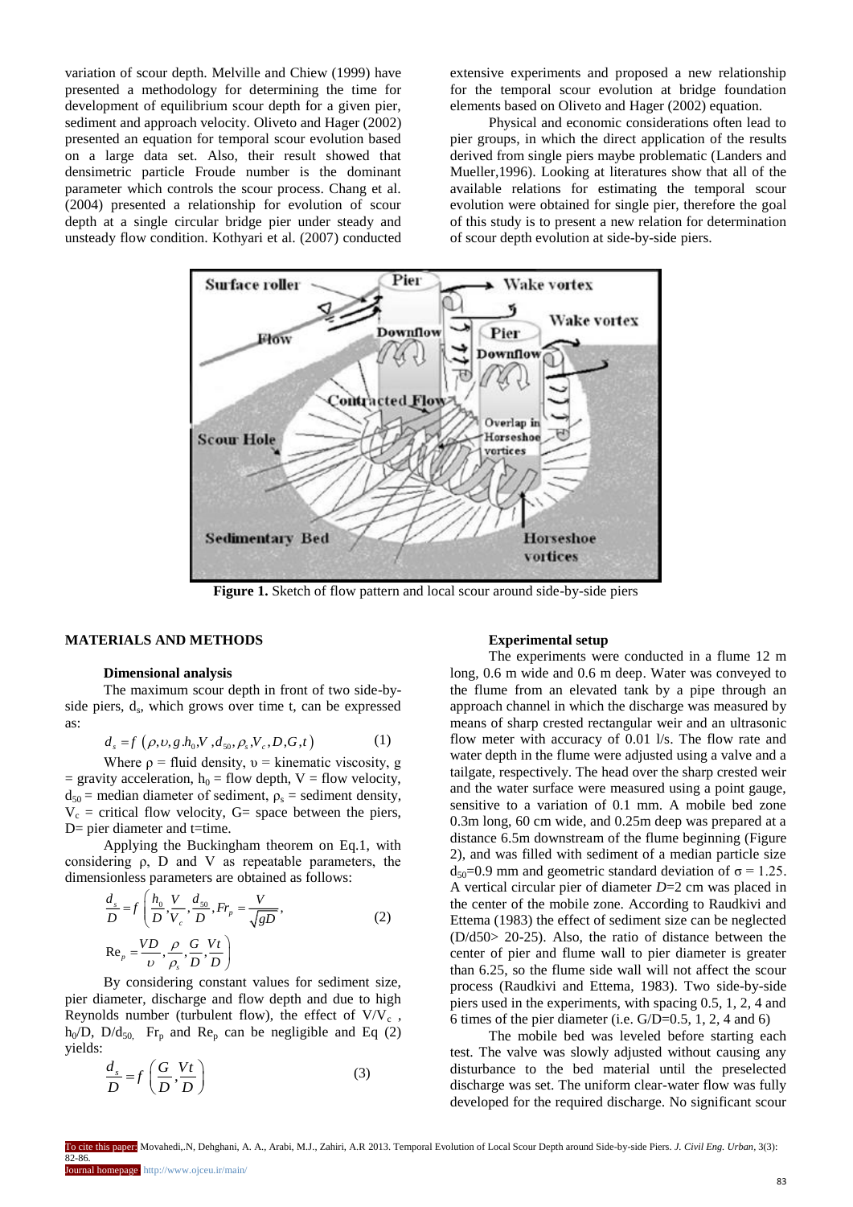variation of scour depth. Melville and Chiew (1999) have presented a methodology for determining the time for development of equilibrium scour depth for a given pier, sediment and approach velocity. Oliveto and Hager (2002) presented an equation for temporal scour evolution based on a large data set. Also, their result showed that densimetric particle Froude number is the dominant parameter which controls the scour process. Chang et al. (2004) presented a relationship for evolution of scour depth at a single circular bridge pier under steady and unsteady flow condition. Kothyari et al. (2007) conducted extensive experiments and proposed a new relationship for the temporal scour evolution at bridge foundation elements based on Oliveto and Hager (2002) equation.

Physical and economic considerations often lead to pier groups, in which the direct application of the results derived from single piers maybe problematic (Landers and Mueller,1996). Looking at literatures show that all of the available relations for estimating the temporal scour evolution were obtained for single pier, therefore the goal of this study is to present a new relation for determination of scour depth evolution at side-by-side piers.

**Figure 1.** Sketch of flow pattern and local scour around side-by-side piers

## MATERIALS AND METHODS

### Dimensional analysis

The maximum scour depth in front of two side-by-side piers, $d_s$, which grows over time t, can be expressed as:

$$d_s = f\left(\rho, \upsilon, g.h_0, V, d_{50}, \rho_s, V_c, D, G, t\right) \qquad (1)$$

Where $\rho$ = fluid density, $\upsilon$ = kinematic viscosity, g = gravity acceleration, $h_0$ = flow depth, V = flow velocity, $d_{50}$ = median diameter of sediment, $\rho_s$ = sediment density, $V_c$ = critical flow velocity, G= space between the piers, D= pier diameter and t=time.

Applying the Buckingham theorem on Eq.1, with considering $\rho$, D and V as repeatable parameters, the dimensionless parameters are obtained as follows:

$$\frac{d_s}{D} = f\left(\frac{h_0}{D}, \frac{V}{V_c}, \frac{d_{50}}{D}, Fr_p = \frac{V}{\sqrt{gD}}, \mathrm{Re}_p = \frac{VD}{\upsilon}, \frac{\rho}{\rho_s}, \frac{G}{D}, \frac{Vt}{D}\right) \qquad (2)$$

By considering constant values for sediment size, pier diameter, discharge and flow depth and due to high Reynolds number (turbulent flow), the effect of $V/V_c$, $h_0/D$, $D/d_{50}$, $Fr_p$ and $Re_p$ can be negligible and Eq (2) yields:

$$\frac{d_s}{D} = f\left(\frac{G}{D}, \frac{Vt}{D}\right) \qquad (3)$$

### Experimental setup

The experiments were conducted in a flume 12 m long, 0.6 m wide and 0.6 m deep. Water was conveyed to the flume from an elevated tank by a pipe through an approach channel in which the discharge was measured by means of sharp crested rectangular weir and an ultrasonic flow meter with accuracy of 0.01 l/s. The flow rate and water depth in the flume were adjusted using a valve and a tailgate, respectively. The head over the sharp crested weir and the water surface were measured using a point gauge, sensitive to a variation of 0.1 mm. A mobile bed zone 0.3m long, 60 cm wide, and 0.25m deep was prepared at a distance 6.5m downstream of the flume beginning (Figure 2), and was filled with sediment of a median particle size $d_{50}$=0.9 mm and geometric standard deviation of $\sigma = 1.25$. A vertical circular pier of diameter *D*=2 cm was placed in the center of the mobile zone. According to Raudkivi and Ettema (1983) the effect of sediment size can be neglected ($D/d50 > 20$-$25$). Also, the ratio of distance between the center of pier and flume wall to pier diameter is greater than 6.25, so the flume side wall will not affect the scour process (Raudkivi and Ettema, 1983). Two side-by-side piers used in the experiments, with spacing 0.5, 1, 2, 4 and 6 times of the pier diameter (i.e. G/D=0.5, 1, 2, 4 and 6)

The mobile bed was leveled before starting each test. The valve was slowly adjusted without causing any disturbance to the bed material until the preselected discharge was set. The uniform clear-water flow was fully developed for the required discharge. No significant scour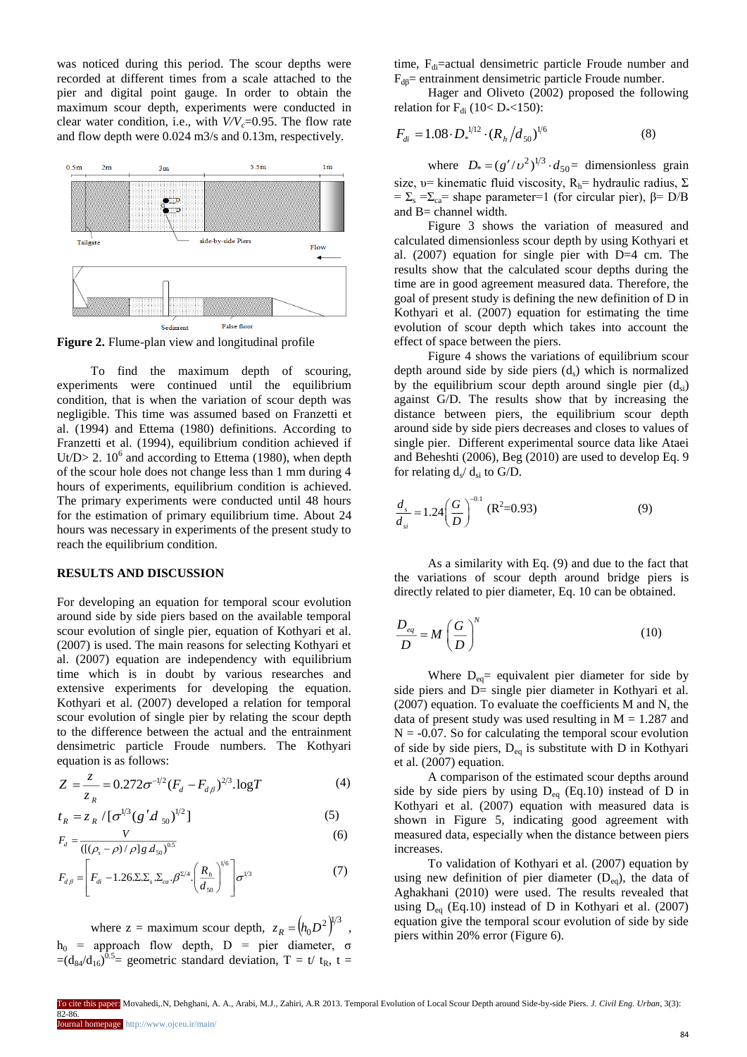was noticed during this period. The scour depths were recorded at different times from a scale attached to the pier and digital point gauge. In order to obtain the maximum scour depth, experiments were conducted in clear water condition, i.e., with $V/V_c$=0.95. The flow rate and flow depth were 0.024 m3/s and 0.13m, respectively.

**Figure 2.** Flume-plan view and longitudinal profile

To find the maximum depth of scouring, experiments were continued until the equilibrium condition, that is when the variation of scour depth was negligible. This time was assumed based on Franzetti et al. (1994) and Ettema (1980) definitions. According to Franzetti et al. (1994), equilibrium condition achieved if Ut/D> 2. $10^6$ and according to Ettema (1980), when depth of the scour hole does not change less than 1 mm during 4 hours of experiments, equilibrium condition is achieved. The primary experiments were conducted until 48 hours for the estimation of primary equilibrium time. About 24 hours was necessary in experiments of the present study to reach the equilibrium condition.

## RESULTS AND DISCUSSION

For developing an equation for temporal scour evolution around side by side piers based on the available temporal scour evolution of single pier, equation of Kothyari et al. (2007) is used. The main reasons for selecting Kothyari et al. (2007) equation are independency with equilibrium time which is in doubt by various researches and extensive experiments for developing the equation. Kothyari et al. (2007) developed a relation for temporal scour evolution of single pier by relating the scour depth to the difference between the actual and the entrainment densimetric particle Froude numbers. The Kothyari equation is as follows:

$$Z = \frac{z}{z_R} = 0.272\sigma^{-1/2}(F_d - F_{d\beta})^{2/3}.\log T \quad (4)$$

$$t_R = z_R / [\sigma^{1/3}(g' d_{50})^{1/2}] \quad (5)$$

$$F_d = \frac{V}{([(\rho_s - \rho)/\rho]g.d_{50})^{0.5}} \quad (6)$$

$$F_{d\beta} = \left[F_{di} - 1.26.\Sigma.\Sigma_s.\Sigma_{ca}.\beta^{\Sigma/4}.\left(\frac{R_h}{d_{50}}\right)^{1/6}\right]\sigma^{1/3} \quad (7)$$

where z = maximum scour depth, $z_R = \left(h_0 D^2\right)^{1/3}$, $h_0$ = approach flow depth, D = pier diameter, $\sigma = (d_{84}/d_{16})^{0.5}$= geometric standard deviation, T = t/ $t_R$, t = time, $F_{di}$=actual densimetric particle Froude number and $F_{d\beta}$= entrainment densimetric particle Froude number.

Hager and Oliveto (2002) proposed the following relation for $F_{di}$ (10< $D_*$<150):

$$F_{di} = 1.08 \cdot D_*^{1/12} \cdot (R_h / d_{50})^{1/6} \quad (8)$$

where $D_* = (g'/\upsilon^2)^{1/3} \cdot d_{50}$= dimensionless grain size, υ= kinematic fluid viscosity, $R_h$= hydraulic radius, Σ = $\Sigma_s$ =$\Sigma_{ca}$= shape parameter=1 (for circular pier), β= D/B and B= channel width.

Figure 3 shows the variation of measured and calculated dimensionless scour depth by using Kothyari et al. (2007) equation for single pier with D=4 cm. The results show that the calculated scour depths during the time are in good agreement measured data. Therefore, the goal of present study is defining the new definition of D in Kothyari et al. (2007) equation for estimating the time evolution of scour depth which takes into account the effect of space between the piers.

Figure 4 shows the variations of equilibrium scour depth around side by side piers ($d_s$) which is normalized by the equilibrium scour depth around single pier ($d_{si}$) against G/D. The results show that by increasing the distance between piers, the equilibrium scour depth around side by side piers decreases and closes to values of single pier. Different experimental source data like Ataei and Beheshti (2006), Beg (2010) are used to develop Eq. 9 for relating $d_s$/ $d_{si}$ to G/D.

$$\frac{d_s}{d_{si}} = 1.24\left(\frac{G}{D}\right)^{-0.1} \quad (R^2=0.93) \quad (9)$$

As a similarity with Eq. (9) and due to the fact that the variations of scour depth around bridge piers is directly related to pier diameter, Eq. 10 can be obtained.

$$\frac{D_{eq}}{D} = M\left(\frac{G}{D}\right)^N \quad (10)$$

Where $D_{eq}$= equivalent pier diameter for side by side piers and D= single pier diameter in Kothyari et al. (2007) equation. To evaluate the coefficients M and N, the data of present study was used resulting in M = 1.287 and N = -0.07. So for calculating the temporal scour evolution of side by side piers, $D_{eq}$ is substitute with D in Kothyari et al. (2007) equation.

A comparison of the estimated scour depths around side by side piers by using $D_{eq}$ (Eq.10) instead of D in Kothyari et al. (2007) equation with measured data is shown in Figure 5, indicating good agreement with measured data, especially when the distance between piers increases.

To validation of Kothyari et al. (2007) equation by using new definition of pier diameter ($D_{eq}$), the data of Aghakhani (2010) were used. The results revealed that using $D_{eq}$ (Eq.10) instead of D in Kothyari et al. (2007) equation give the temporal scour evolution of side by side piers within 20% error (Figure 6).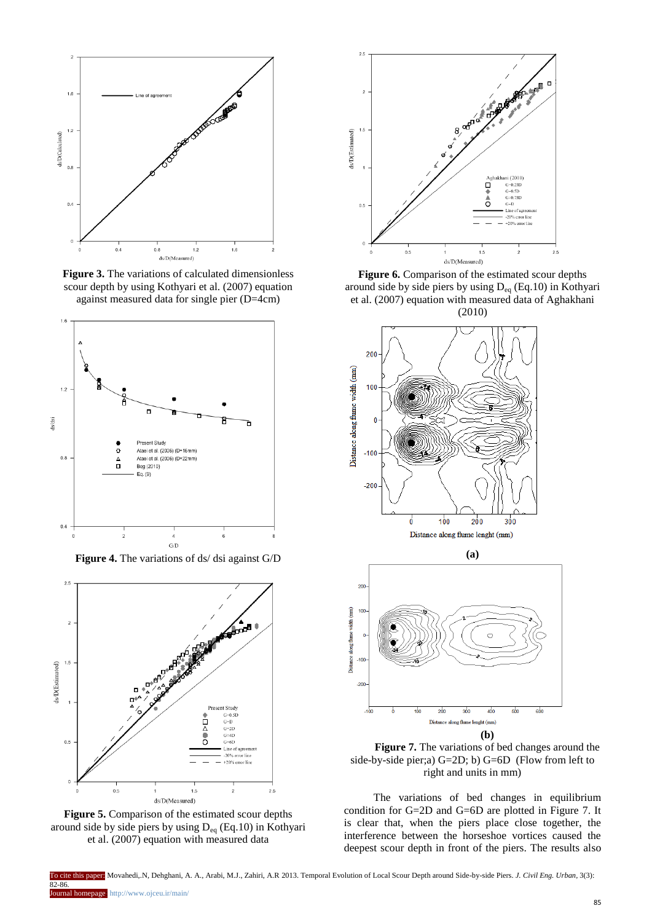**Figure 3.** The variations of calculated dimensionless scour depth by using Kothyari et al. (2007) equation against measured data for single pier (D=4cm)

**Figure 4.** The variations of ds/ dsi against G/D

**Figure 5.** Comparison of the estimated scour depths around side by side piers by using $D_{eq}$ (Eq.10) in Kothyari et al. (2007) equation with measured data

**Figure 6.** Comparison of the estimated scour depths around side by side piers by using $D_{eq}$ (Eq.10) in Kothyari et al. (2007) equation with measured data of Aghakhani (2010)

**(a)**

**(b)**

**Figure 7.** The variations of bed changes around the side-by-side pier;a) G=2D; b) G=6D (Flow from left to right and units in mm)

The variations of bed changes in equilibrium condition for G=2D and G=6D are plotted in Figure 7. It is clear that, when the piers place close together, the interference between the horseshoe vortices caused the deepest scour depth in front of the piers. The results also

To cite this paper: Movahedi,.N, Dehghani, A. A., Arabi, M.J., Zahiri, A.R 2013. Temporal Evolution of Local Scour Depth around Side-by-side Piers. *J. Civil Eng. Urban*, 3(3): 82-86.
Journal homepage: http://www.ojceu.ir/main/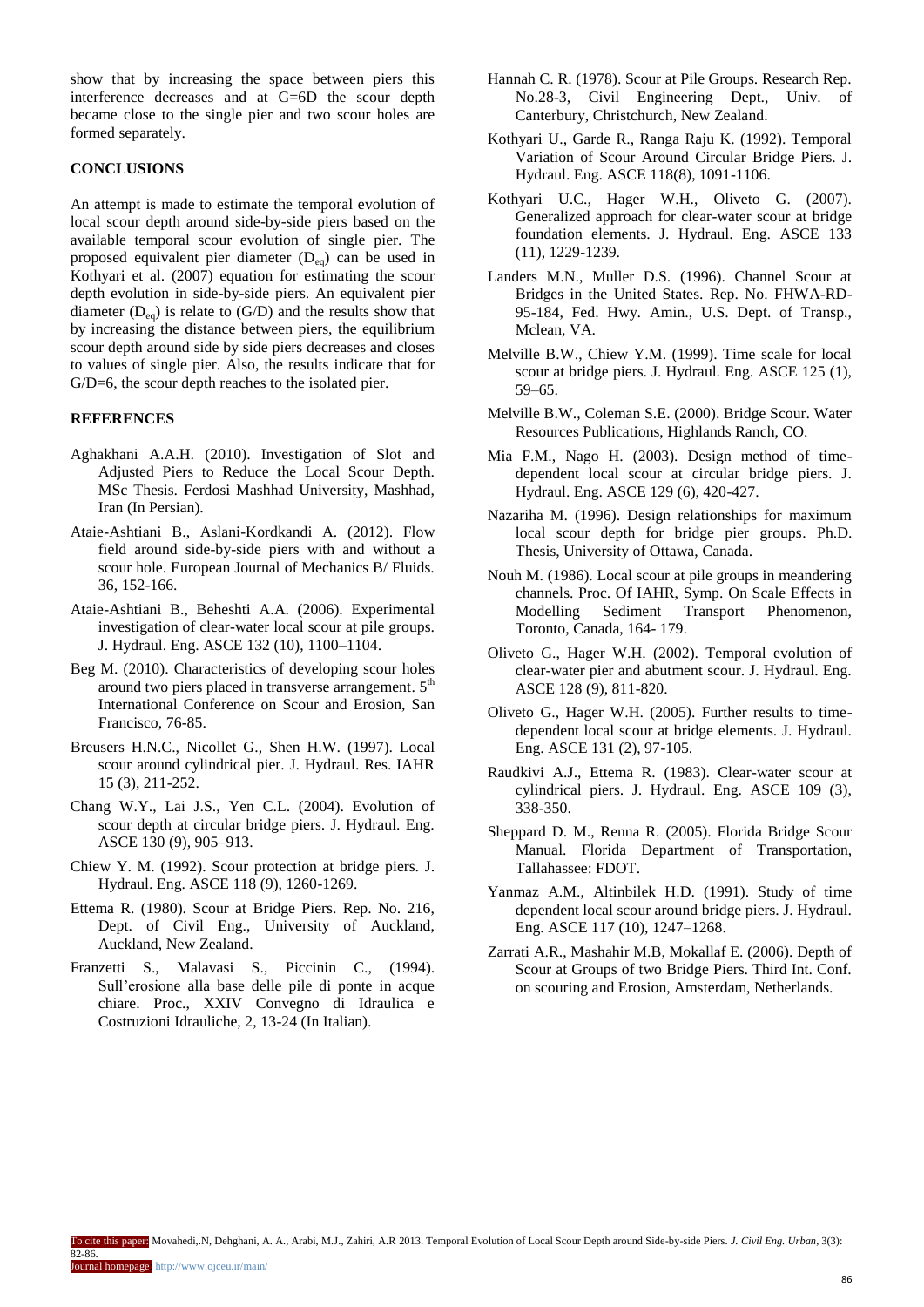show that by increasing the space between piers this interference decreases and at G=6D the scour depth became close to the single pier and two scour holes are formed separately.

## CONCLUSIONS

An attempt is made to estimate the temporal evolution of local scour depth around side-by-side piers based on the available temporal scour evolution of single pier. The proposed equivalent pier diameter ($D_{eq}$) can be used in Kothyari et al. (2007) equation for estimating the scour depth evolution in side-by-side piers. An equivalent pier diameter ($D_{eq}$) is relate to (G/D) and the results show that by increasing the distance between piers, the equilibrium scour depth around side by side piers decreases and closes to values of single pier. Also, the results indicate that for G/D=6, the scour depth reaches to the isolated pier.

## REFERENCES

Aghakhani A.A.H. (2010). Investigation of Slot and Adjusted Piers to Reduce the Local Scour Depth. MSc Thesis. Ferdosi Mashhad University, Mashhad, Iran (In Persian).

Ataie-Ashtiani B., Aslani-Kordkandi A. (2012). Flow field around side-by-side piers with and without a scour hole. European Journal of Mechanics B/ Fluids. 36, 152-166.

Ataie-Ashtiani B., Beheshti A.A. (2006). Experimental investigation of clear-water local scour at pile groups. J. Hydraul. Eng. ASCE 132 (10), 1100–1104.

Beg M. (2010). Characteristics of developing scour holes around two piers placed in transverse arrangement. 5th International Conference on Scour and Erosion, San Francisco, 76-85.

Breusers H.N.C., Nicollet G., Shen H.W. (1997). Local scour around cylindrical pier. J. Hydraul. Res. IAHR 15 (3), 211-252.

Chang W.Y., Lai J.S., Yen C.L. (2004). Evolution of scour depth at circular bridge piers. J. Hydraul. Eng. ASCE 130 (9), 905–913.

Chiew Y. M. (1992). Scour protection at bridge piers. J. Hydraul. Eng. ASCE 118 (9), 1260-1269.

Ettema R. (1980). Scour at Bridge Piers. Rep. No. 216, Dept. of Civil Eng., University of Auckland, Auckland, New Zealand.

Franzetti S., Malavasi S., Piccinin C., (1994). Sull'erosione alla base delle pile di ponte in acque chiare. Proc., XXIV Convegno di Idraulica e Costruzioni Idrauliche, 2, 13-24 (In Italian).

Hannah C. R. (1978). Scour at Pile Groups. Research Rep. No.28-3, Civil Engineering Dept., Univ. of Canterbury, Christchurch, New Zealand.

Kothyari U., Garde R., Ranga Raju K. (1992). Temporal Variation of Scour Around Circular Bridge Piers. J. Hydraul. Eng. ASCE 118(8), 1091-1106.

Kothyari U.C., Hager W.H., Oliveto G. (2007). Generalized approach for clear-water scour at bridge foundation elements. J. Hydraul. Eng. ASCE 133 (11), 1229-1239.

Landers M.N., Muller D.S. (1996). Channel Scour at Bridges in the United States. Rep. No. FHWA-RD-95-184, Fed. Hwy. Amin., U.S. Dept. of Transp., Mclean, VA.

Melville B.W., Chiew Y.M. (1999). Time scale for local scour at bridge piers. J. Hydraul. Eng. ASCE 125 (1), 59–65.

Melville B.W., Coleman S.E. (2000). Bridge Scour. Water Resources Publications, Highlands Ranch, CO.

Mia F.M., Nago H. (2003). Design method of time-dependent local scour at circular bridge piers. J. Hydraul. Eng. ASCE 129 (6), 420-427.

Nazariha M. (1996). Design relationships for maximum local scour depth for bridge pier groups. Ph.D. Thesis, University of Ottawa, Canada.

Nouh M. (1986). Local scour at pile groups in meandering channels. Proc. Of IAHR, Symp. On Scale Effects in Modelling Sediment Transport Phenomenon, Toronto, Canada, 164- 179.

Oliveto G., Hager W.H. (2002). Temporal evolution of clear-water pier and abutment scour. J. Hydraul. Eng. ASCE 128 (9), 811-820.

Oliveto G., Hager W.H. (2005). Further results to time-dependent local scour at bridge elements. J. Hydraul. Eng. ASCE 131 (2), 97-105.

Raudkivi A.J., Ettema R. (1983). Clear-water scour at cylindrical piers. J. Hydraul. Eng. ASCE 109 (3), 338-350.

Sheppard D. M., Renna R. (2005). Florida Bridge Scour Manual. Florida Department of Transportation, Tallahassee: FDOT.

Yanmaz A.M., Altinbilek H.D. (1991). Study of time dependent local scour around bridge piers. J. Hydraul. Eng. ASCE 117 (10), 1247–1268.

Zarrati A.R., Mashahir M.B, Mokallaf E. (2006). Depth of Scour at Groups of two Bridge Piers. Third Int. Conf. on scouring and Erosion, Amsterdam, Netherlands.